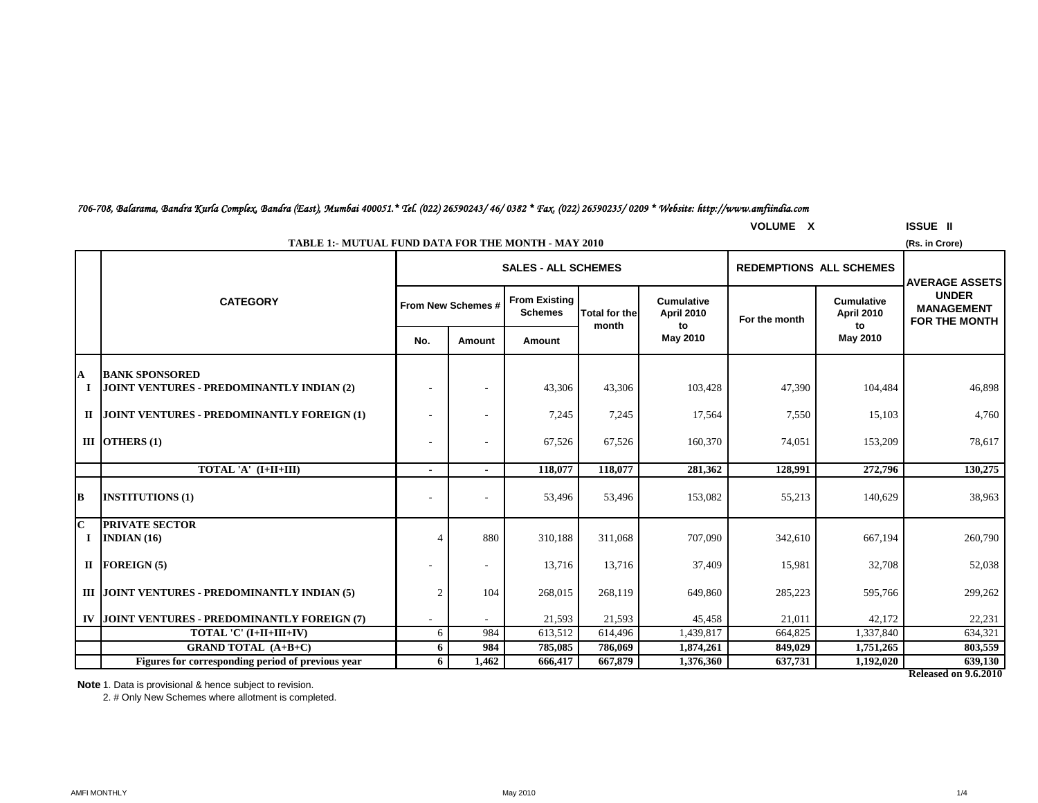*706-708, Balarama, Bandra Kurla Complex, Bandra (East), Mumbai 400051.* Tel. (022) 26590243/ 46/ 0382 * Fax. (022) 26590235/ 0209 * Website: http://www.amfiindia.com*

**VOLUME X** **ISSUE II**

**TABLE 1:- MUTUAL FUND DATA FOR THE MONTH - MAY 2010**

(Rs. in Crore)

| | CATEGORY | SALES - ALL SCHEMES | | | | | REDEMPTIONS ALL SCHEMES | | AVERAGE ASSETS UNDER MANAGEMENT FOR THE MONTH |
|---|---|---|---|---|---|---|---|---|---|
| | | From New Schemes # | | From Existing Schemes | Total for the month | Cumulative April 2010 to May 2010 | For the month | Cumulative April 2010 to May 2010 | |
| | | No. | Amount | Amount | | | | | |
| **A** | **BANK SPONSORED** | | | | | | | | |
| **I** | **JOINT VENTURES - PREDOMINANTLY INDIAN (2)** | - | - | 43,306 | 43,306 | 103,428 | 47,390 | 104,484 | 46,898 |
| **II** | **JOINT VENTURES - PREDOMINANTLY FOREIGN (1)** | - | - | 7,245 | 7,245 | 17,564 | 7,550 | 15,103 | 4,760 |
| **III** | **OTHERS (1)** | - | - | 67,526 | 67,526 | 160,370 | 74,051 | 153,209 | 78,617 |
| | **TOTAL 'A' (I+II+III)** | **-** | **-** | **118,077** | **118,077** | **281,362** | **128,991** | **272,796** | **130,275** |
| **B** | **INSTITUTIONS (1)** | - | - | 53,496 | 53,496 | 153,082 | 55,213 | 140,629 | 38,963 |
| **C** | **PRIVATE SECTOR** | | | | | | | | |
| **I** | **INDIAN (16)** | 4 | 880 | 310,188 | 311,068 | 707,090 | 342,610 | 667,194 | 260,790 |
| **II** | **FOREIGN (5)** | - | - | 13,716 | 13,716 | 37,409 | 15,981 | 32,708 | 52,038 |
| **III** | **JOINT VENTURES - PREDOMINANTLY INDIAN (5)** | 2 | 104 | 268,015 | 268,119 | 649,860 | 285,223 | 595,766 | 299,262 |
| **IV** | **JOINT VENTURES - PREDOMINANTLY FOREIGN (7)** | - | - | 21,593 | 21,593 | 45,458 | 21,011 | 42,172 | 22,231 |
| | **TOTAL 'C' (I+II+III+IV)** | 6 | 984 | 613,512 | 614,496 | 1,439,817 | 664,825 | 1,337,840 | 634,321 |
| | **GRAND TOTAL (A+B+C)** | **6** | **984** | **785,085** | **786,069** | **1,874,261** | **849,029** | **1,751,265** | **803,559** |
| | **Figures for corresponding period of previous year** | **6** | **1,462** | **666,417** | **667,879** | **1,376,360** | **637,731** | **1,192,020** | **639,130** |

**Released on 9.6.2010**

**Note** 1. Data is provisional & hence subject to revision.

2. # Only New Schemes where allotment is completed.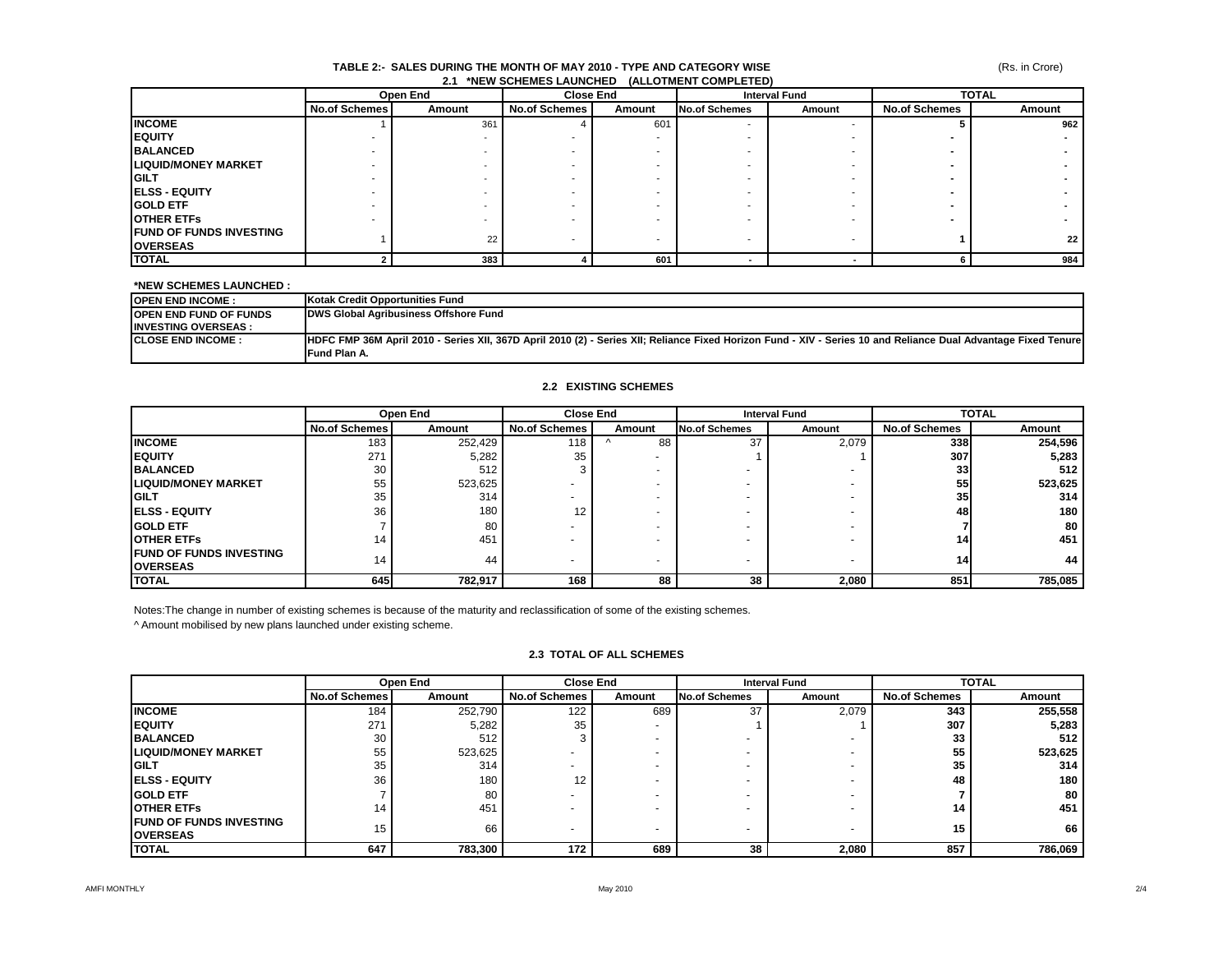## TABLE 2:- SALES DURING THE MONTH OF MAY 2010 - TYPE AND CATEGORY WISE

(Rs. in Crore)

### 2.1 *NEW SCHEMES LAUNCHED (ALLOTMENT COMPLETED)

| | Open End | | Close End | | Interval Fund | | TOTAL | |
|---|---|---|---|---|---|---|---|---|
| | No.of Schemes | Amount | No.of Schemes | Amount | No.of Schemes | Amount | No.of Schemes | Amount |
| **INCOME** | 1 | 361 | 4 | 601 | - | - | **5** | **962** |
| **EQUITY** | - | - | - | - | - | - | **-** | **-** |
| **BALANCED** | - | - | - | - | - | - | **-** | **-** |
| **LIQUID/MONEY MARKET** | - | - | - | - | - | - | **-** | **-** |
| **GILT** | - | - | - | - | - | - | **-** | **-** |
| **ELSS - EQUITY** | - | - | - | - | - | - | **-** | **-** |
| **GOLD ETF** | - | - | - | - | - | - | **-** | **-** |
| **OTHER ETFs** | - | - | - | - | - | - | **-** | **-** |
| **FUND OF FUNDS INVESTING OVERSEAS** | 1 | 22 | - | - | - | - | **1** | **22** |
| **TOTAL** | **2** | **383** | **4** | **601** | **-** | **-** | **6** | **984** |

**\*NEW SCHEMES LAUNCHED :**

| | |
|---|---|
| **OPEN END INCOME :** | **Kotak Credit Opportunities Fund** |
| **OPEN END FUND OF FUNDS INVESTING OVERSEAS :** | **DWS Global Agribusiness Offshore Fund** |
| **CLOSE END INCOME :** | **HDFC FMP 36M April 2010 - Series XII, 367D April 2010 (2) - Series XII; Reliance Fixed Horizon Fund - XIV - Series 10 and Reliance Dual Advantage Fixed Tenure Fund Plan A.** |

### 2.2 EXISTING SCHEMES

| | Open End | | Close End | | Interval Fund | | TOTAL | |
|---|---|---|---|---|---|---|---|---|
| | No.of Schemes | Amount | No.of Schemes | Amount | No.of Schemes | Amount | No.of Schemes | Amount |
| **INCOME** | 183 | 252,429 | 118 | ^ 88 | 37 | 2,079 | **338** | **254,596** |
| **EQUITY** | 271 | 5,282 | 35 | - | 1 | 1 | **307** | **5,283** |
| **BALANCED** | 30 | 512 | 3 | - | - | - | **33** | **512** |
| **LIQUID/MONEY MARKET** | 55 | 523,625 | - | - | - | - | **55** | **523,625** |
| **GILT** | 35 | 314 | - | - | - | - | **35** | **314** |
| **ELSS - EQUITY** | 36 | 180 | 12 | - | - | - | **48** | **180** |
| **GOLD ETF** | 7 | 80 | - | - | - | - | **7** | **80** |
| **OTHER ETFs** | 14 | 451 | - | - | - | - | **14** | **451** |
| **FUND OF FUNDS INVESTING OVERSEAS** | 14 | 44 | - | - | - | - | **14** | **44** |
| **TOTAL** | **645** | **782,917** | **168** | **88** | **38** | **2,080** | **851** | **785,085** |

Notes:The change in number of existing schemes is because of the maturity and reclassification of some of the existing schemes.

^ Amount mobilised by new plans launched under existing scheme.

### 2.3 TOTAL OF ALL SCHEMES

| | Open End | | Close End | | Interval Fund | | TOTAL | |
|---|---|---|---|---|---|---|---|---|
| | No.of Schemes | Amount | No.of Schemes | Amount | No.of Schemes | Amount | No.of Schemes | Amount |
| **INCOME** | 184 | 252,790 | 122 | 689 | 37 | 2,079 | **343** | **255,558** |
| **EQUITY** | 271 | 5,282 | 35 | - | 1 | 1 | **307** | **5,283** |
| **BALANCED** | 30 | 512 | 3 | - | - | - | **33** | **512** |
| **LIQUID/MONEY MARKET** | 55 | 523,625 | - | - | - | - | **55** | **523,625** |
| **GILT** | 35 | 314 | - | - | - | - | **35** | **314** |
| **ELSS - EQUITY** | 36 | 180 | 12 | - | - | - | **48** | **180** |
| **GOLD ETF** | 7 | 80 | - | - | - | - | **7** | **80** |
| **OTHER ETFs** | 14 | 451 | - | - | - | - | **14** | **451** |
| **FUND OF FUNDS INVESTING OVERSEAS** | 15 | 66 | - | - | - | - | **15** | **66** |
| **TOTAL** | **647** | **783,300** | **172** | **689** | **38** | **2,080** | **857** | **786,069** |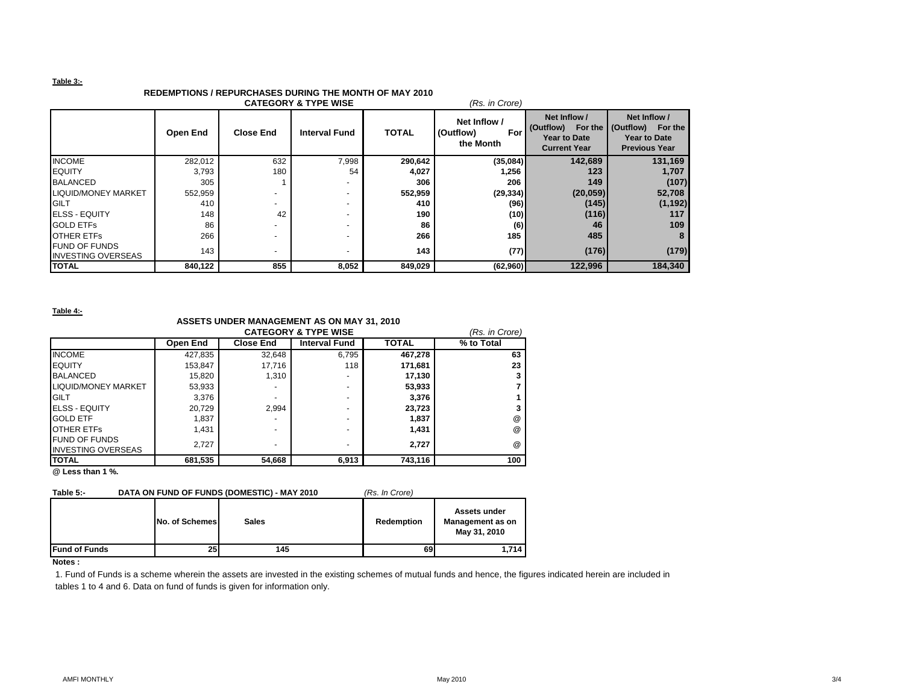**Table 3:-**

**REDEMPTIONS / REPURCHASES DURING THE MONTH OF MAY 2010**

**CATEGORY & TYPE WISE** *(Rs. in Crore)*

| | Open End | Close End | Interval Fund | TOTAL | Net Inflow / (Outflow) For the Month | Net Inflow / (Outflow) For the Year to Date Current Year | Net Inflow / (Outflow) For the Year to Date Previous Year |
|---|---|---|---|---|---|---|---|
| INCOME | 282,012 | 632 | 7,998 | **290,642** | **(35,084)** | **142,689** | **131,169** |
| EQUITY | 3,793 | 180 | 54 | **4,027** | **1,256** | **123** | **1,707** |
| BALANCED | 305 | 1 | - | **306** | **206** | **149** | **(107)** |
| LIQUID/MONEY MARKET | 552,959 | - | - | **552,959** | **(29,334)** | **(20,059)** | **52,708** |
| GILT | 410 | - | - | **410** | **(96)** | **(145)** | **(1,192)** |
| ELSS - EQUITY | 148 | 42 | - | **190** | **(10)** | **(116)** | **117** |
| GOLD ETFs | 86 | - | - | **86** | **(6)** | **46** | **109** |
| OTHER ETFs | 266 | - | - | **266** | **185** | **485** | **8** |
| FUND OF FUNDS INVESTING OVERSEAS | 143 | - | - | **143** | **(77)** | **(176)** | **(179)** |
| **TOTAL** | **840,122** | **855** | **8,052** | **849,029** | **(62,960)** | **122,996** | **184,340** |

**Table 4:-**

**ASSETS UNDER MANAGEMENT AS ON MAY 31, 2010**

**CATEGORY & TYPE WISE** *(Rs. in Crore)*

| | Open End | Close End | Interval Fund | TOTAL | % to Total |
|---|---|---|---|---|---|
| INCOME | 427,835 | 32,648 | 6,795 | **467,278** | **63** |
| EQUITY | 153,847 | 17,716 | 118 | **171,681** | **23** |
| BALANCED | 15,820 | 1,310 | - | **17,130** | **3** |
| LIQUID/MONEY MARKET | 53,933 | - | - | **53,933** | **7** |
| GILT | 3,376 | - | - | **3,376** | **1** |
| ELSS - EQUITY | 20,729 | 2,994 | - | **23,723** | **3** |
| GOLD ETF | 1,837 | - | - | **1,837** | @ |
| OTHER ETFs | 1,431 | - | - | **1,431** | @ |
| FUND OF FUNDS INVESTING OVERSEAS | 2,727 | - | - | **2,727** | @ |
| **TOTAL** | **681,535** | **54,668** | **6,913** | **743,116** | **100** |

**@ Less than 1 %.**

**Table 5:- DATA ON FUND OF FUNDS (DOMESTIC) - MAY 2010** *(Rs. In Crore)*

| | No. of Schemes | Sales | Redemption | Assets under Management as on May 31, 2010 |
|---|---|---|---|---|
| **Fund of Funds** | **25** | **145** | **69** | **1,714** |

**Notes :**

1. Fund of Funds is a scheme wherein the assets are invested in the existing schemes of mutual funds and hence, the figures indicated herein are included in tables 1 to 4 and 6. Data on fund of funds is given for information only.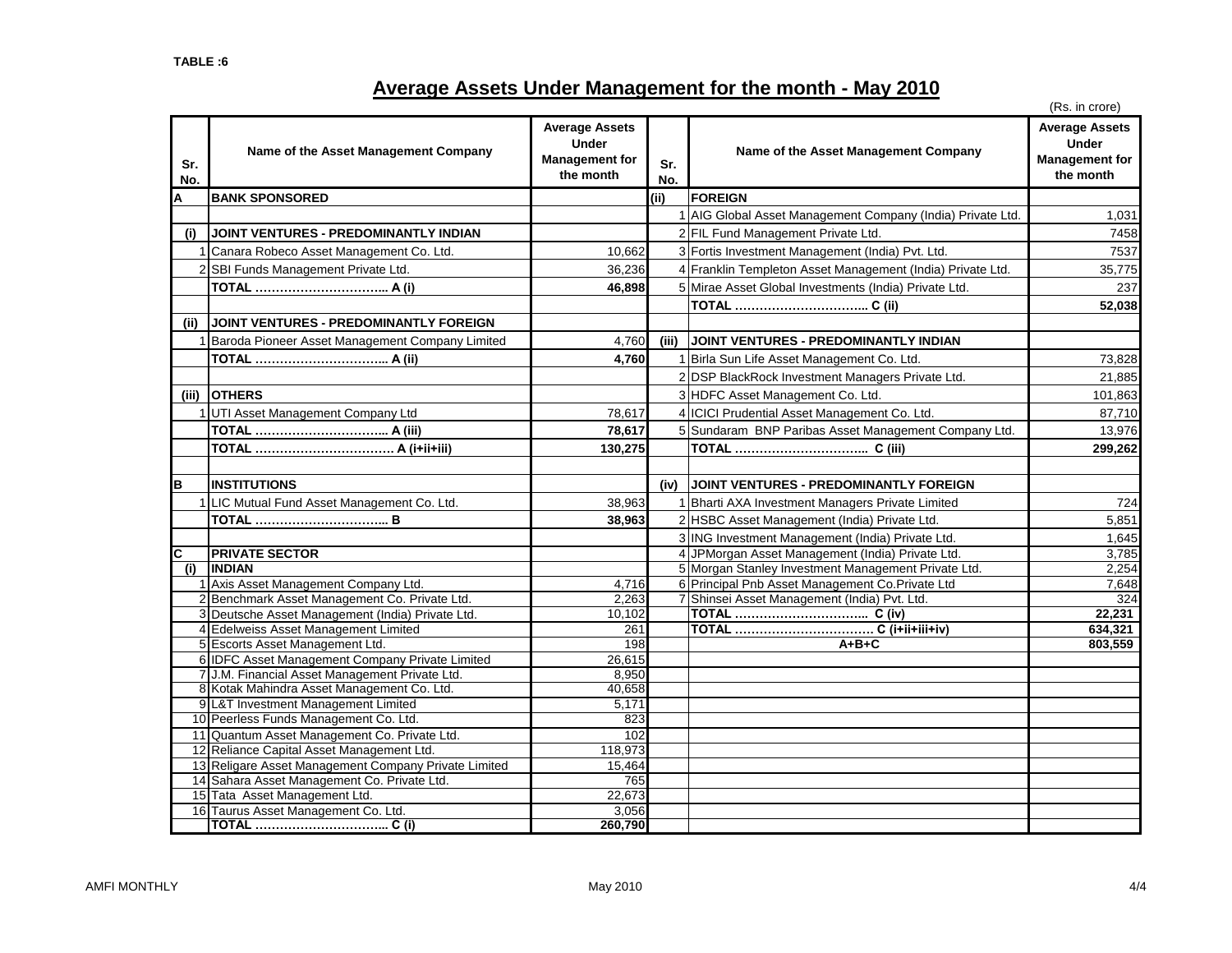TABLE :6

# Average Assets Under Management for the month - May 2010

(Rs. in crore)

| Sr. No. | Name of the Asset Management Company | Average Assets Under Management for the month | Sr. No. | Name of the Asset Management Company | Average Assets Under Management for the month |
|---|---|---|---|---|---|
| A | **BANK SPONSORED** | | (ii) | **FOREIGN** | |
| | | | 1 | AIG Global Asset Management Company (India) Private Ltd. | 1,031 |
| (i) | **JOINT VENTURES - PREDOMINANTLY INDIAN** | | 2 | FIL Fund Management Private Ltd. | 7458 |
| 1 | Canara Robeco Asset Management Co. Ltd. | 10,662 | 3 | Fortis Investment Management (India) Pvt. Ltd. | 7537 |
| 2 | SBI Funds Management Private Ltd. | 36,236 | 4 | Franklin Templeton Asset Management (India) Private Ltd. | 35,775 |
| | **TOTAL ………………………….. A (i)** | **46,898** | 5 | Mirae Asset Global Investments (India) Private Ltd. | 237 |
| | | | | **TOTAL ………………………….. C (ii)** | **52,038** |
| (ii) | **JOINT VENTURES - PREDOMINANTLY FOREIGN** | | | | |
| 1 | Baroda Pioneer Asset Management Company Limited | 4,760 | (iii) | **JOINT VENTURES - PREDOMINANTLY INDIAN** | |
| | **TOTAL ………………………….. A (ii)** | **4,760** | 1 | Birla Sun Life Asset Management Co. Ltd. | 73,828 |
| | | | 2 | DSP BlackRock Investment Managers Private Ltd. | 21,885 |
| (iii) | **OTHERS** | | 3 | HDFC Asset Management Co. Ltd. | 101,863 |
| 1 | UTI Asset Management Company Ltd | 78,617 | 4 | ICICI Prudential Asset Management Co. Ltd. | 87,710 |
| | **TOTAL ………………………….. A (iii)** | **78,617** | 5 | Sundaram BNP Paribas Asset Management Company Ltd. | 13,976 |
| | **TOTAL …………………………… A (i+ii+iii)** | **130,275** | | **TOTAL ………………………….. C (iii)** | **299,262** |
| | | | | | |
| B | **INSTITUTIONS** | | (iv) | **JOINT VENTURES - PREDOMINANTLY FOREIGN** | |
| 1 | LIC Mutual Fund Asset Management Co. Ltd. | 38,963 | 1 | Bharti AXA Investment Managers Private Limited | 724 |
| | **TOTAL ………………………….. B** | **38,963** | 2 | HSBC Asset Management (India) Private Ltd. | 5,851 |
| | | | 3 | ING Investment Management (India) Private Ltd. | 1,645 |
| C | **PRIVATE SECTOR** | | 4 | JPMorgan Asset Management (India) Private Ltd. | 3,785 |
| (i) | **INDIAN** | | 5 | Morgan Stanley Investment Management Private Ltd. | 2,254 |
| 1 | Axis Asset Management Company Ltd. | 4,716 | 6 | Principal Pnb Asset Management Co.Private Ltd | 7,648 |
| 2 | Benchmark Asset Management Co. Private Ltd. | 2,263 | 7 | Shinsei Asset Management (India) Pvt. Ltd. | 324 |
| 3 | Deutsche Asset Management (India) Private Ltd. | 10,102 | | **TOTAL ………………………….. C (iv)** | **22,231** |
| 4 | Edelweiss Asset Management Limited | 261 | | **TOTAL …………………………… C (i+ii+iii+iv)** | **634,321** |
| 5 | Escorts Asset Management Ltd. | 198 | | **A+B+C** | **803,559** |
| 6 | IDFC Asset Management Company Private Limited | 26,615 | | | |
| 7 | J.M. Financial Asset Management Private Ltd. | 8,950 | | | |
| 8 | Kotak Mahindra Asset Management Co. Ltd. | 40,658 | | | |
| 9 | L&T Investment Management Limited | 5,171 | | | |
| 10 | Peerless Funds Management Co. Ltd. | 823 | | | |
| 11 | Quantum Asset Management Co. Private Ltd. | 102 | | | |
| 12 | Reliance Capital Asset Management Ltd. | 118,973 | | | |
| 13 | Religare Asset Management Company Private Limited | 15,464 | | | |
| 14 | Sahara Asset Management Co. Private Ltd. | 765 | | | |
| 15 | Tata Asset Management Ltd. | 22,673 | | | |
| 16 | Taurus Asset Management Co. Ltd. | 3,056 | | | |
| | **TOTAL ………………………….. C (i)** | **260,790** | | | |